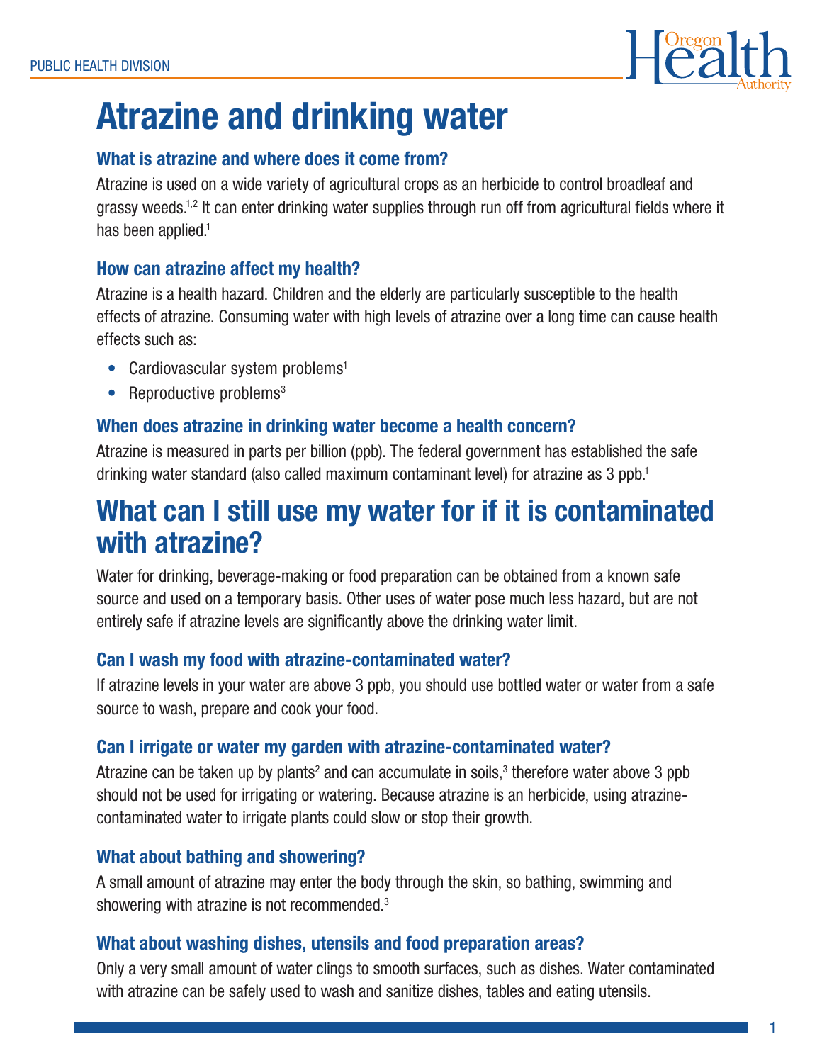PUBLIC HEALTH DIVISION

# Atrazine and drinking water

### What is atrazine and where does it come from?

Atrazine is used on a wide variety of agricultural crops as an herbicide to control broadleaf and grassy weeds.[1,2] It can enter drinking water supplies through run off from agricultural fields where it has been applied.[1]

### How can atrazine affect my health?

Atrazine is a health hazard. Children and the elderly are particularly susceptible to the health effects of atrazine. Consuming water with high levels of atrazine over a long time can cause health effects such as:

- Cardiovascular system problems[1]
- Reproductive problems[3]

### When does atrazine in drinking water become a health concern?

Atrazine is measured in parts per billion (ppb). The federal government has established the safe drinking water standard (also called maximum contaminant level) for atrazine as 3 ppb.[1]

## What can I still use my water for if it is contaminated with atrazine?

Water for drinking, beverage-making or food preparation can be obtained from a known safe source and used on a temporary basis. Other uses of water pose much less hazard, but are not entirely safe if atrazine levels are significantly above the drinking water limit.

### Can I wash my food with atrazine-contaminated water?

If atrazine levels in your water are above 3 ppb, you should use bottled water or water from a safe source to wash, prepare and cook your food.

### Can I irrigate or water my garden with atrazine-contaminated water?

Atrazine can be taken up by plants[2] and can accumulate in soils,[3] therefore water above 3 ppb should not be used for irrigating or watering. Because atrazine is an herbicide, using atrazine-contaminated water to irrigate plants could slow or stop their growth.

### What about bathing and showering?

A small amount of atrazine may enter the body through the skin, so bathing, swimming and showering with atrazine is not recommended.[3]

### What about washing dishes, utensils and food preparation areas?

Only a very small amount of water clings to smooth surfaces, such as dishes. Water contaminated with atrazine can be safely used to wash and sanitize dishes, tables and eating utensils.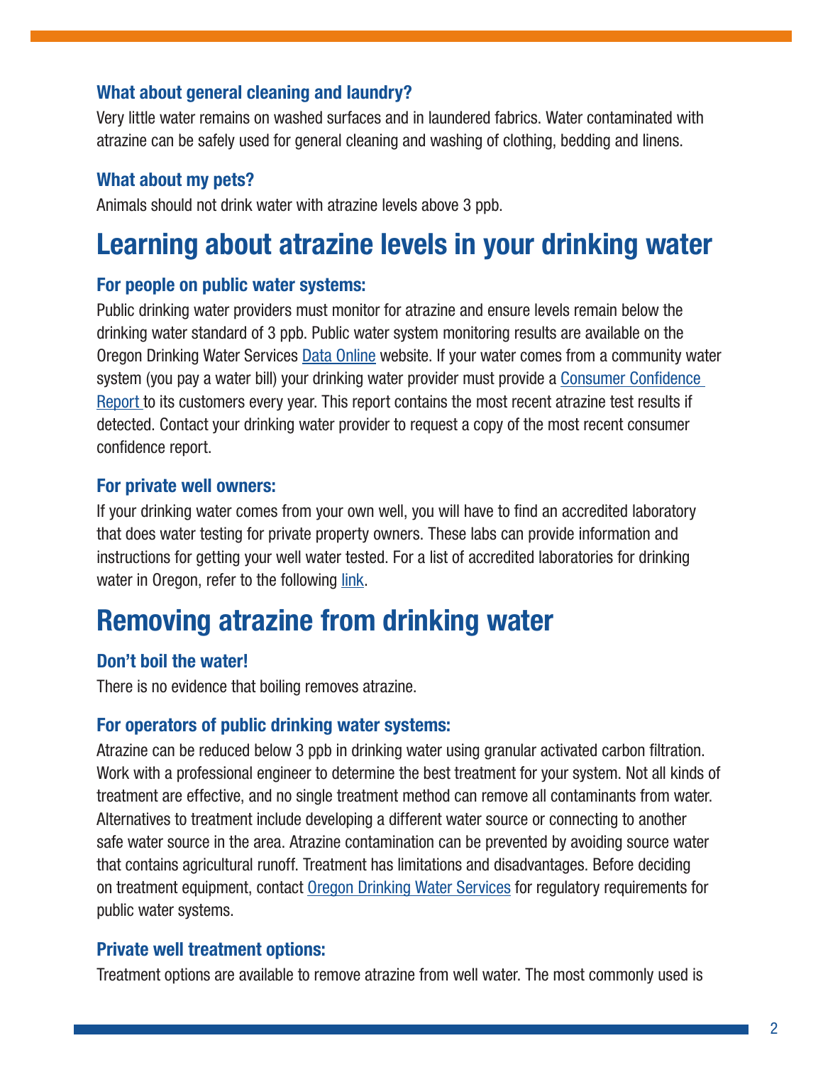### What about general cleaning and laundry?

Very little water remains on washed surfaces and in laundered fabrics. Water contaminated with atrazine can be safely used for general cleaning and washing of clothing, bedding and linens.

### What about my pets?

Animals should not drink water with atrazine levels above 3 ppb.

## Learning about atrazine levels in your drinking water

### For people on public water systems:

Public drinking water providers must monitor for atrazine and ensure levels remain below the drinking water standard of 3 ppb. Public water system monitoring results are available on the Oregon Drinking Water Services Data Online website. If your water comes from a community water system (you pay a water bill) your drinking water provider must provide a Consumer Confidence Report to its customers every year. This report contains the most recent atrazine test results if detected. Contact your drinking water provider to request a copy of the most recent consumer confidence report.

### For private well owners:

If your drinking water comes from your own well, you will have to find an accredited laboratory that does water testing for private property owners. These labs can provide information and instructions for getting your well water tested. For a list of accredited laboratories for drinking water in Oregon, refer to the following link.

## Removing atrazine from drinking water

### Don't boil the water!

There is no evidence that boiling removes atrazine.

### For operators of public drinking water systems:

Atrazine can be reduced below 3 ppb in drinking water using granular activated carbon filtration. Work with a professional engineer to determine the best treatment for your system. Not all kinds of treatment are effective, and no single treatment method can remove all contaminants from water. Alternatives to treatment include developing a different water source or connecting to another safe water source in the area. Atrazine contamination can be prevented by avoiding source water that contains agricultural runoff. Treatment has limitations and disadvantages. Before deciding on treatment equipment, contact Oregon Drinking Water Services for regulatory requirements for public water systems.

### Private well treatment options:

Treatment options are available to remove atrazine from well water. The most commonly used is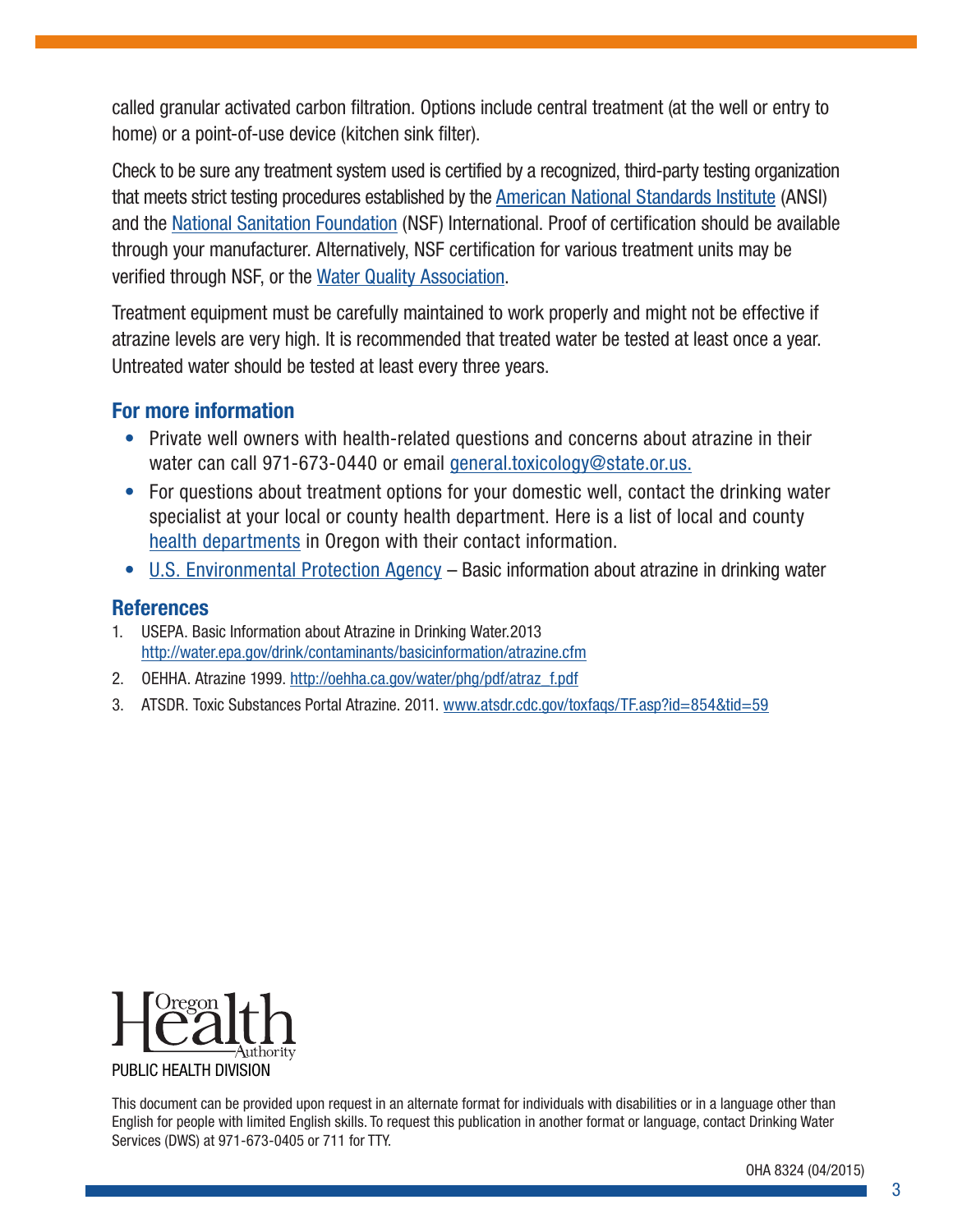called granular activated carbon filtration. Options include central treatment (at the well or entry to home) or a point-of-use device (kitchen sink filter).

Check to be sure any treatment system used is certified by a recognized, third-party testing organization that meets strict testing procedures established by the American National Standards Institute (ANSI) and the National Sanitation Foundation (NSF) International. Proof of certification should be available through your manufacturer. Alternatively, NSF certification for various treatment units may be verified through NSF, or the Water Quality Association.

Treatment equipment must be carefully maintained to work properly and might not be effective if atrazine levels are very high. It is recommended that treated water be tested at least once a year. Untreated water should be tested at least every three years.

## For more information

- Private well owners with health-related questions and concerns about atrazine in their water can call 971-673-0440 or email general.toxicology@state.or.us.
- For questions about treatment options for your domestic well, contact the drinking water specialist at your local or county health department. Here is a list of local and county health departments in Oregon with their contact information.
- U.S. Environmental Protection Agency – Basic information about atrazine in drinking water

## References

1. USEPA. Basic Information about Atrazine in Drinking Water.2013 http://water.epa.gov/drink/contaminants/basicinformation/atrazine.cfm
2. OEHHA. Atrazine 1999. http://oehha.ca.gov/water/phg/pdf/atraz_f.pdf
3. ATSDR. Toxic Substances Portal Atrazine. 2011. www.atsdr.cdc.gov/toxfaqs/TF.asp?id=854&tid=59

Oregon Health Authority
PUBLIC HEALTH DIVISION

This document can be provided upon request in an alternate format for individuals with disabilities or in a language other than English for people with limited English skills. To request this publication in another format or language, contact Drinking Water Services (DWS) at 971-673-0405 or 711 for TTY.

OHA 8324 (04/2015)